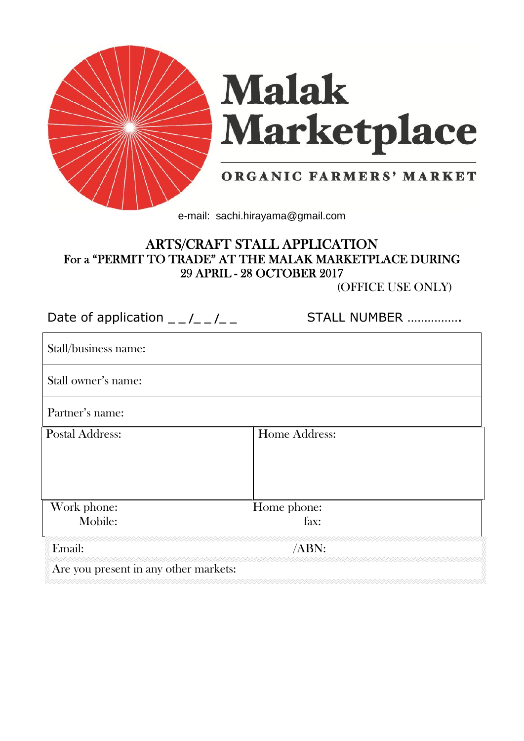# Malak Marketplace

ORGANIC FARMERS' MARKET

e-mail: sachi.hirayama@gmail.com

## ARTS/CRAFT STALL APPLICATION

### For a "PERMIT TO TRADE" AT THE MALAK MARKETPLACE DURING 29 APRIL - 28 OCTOBER 2017

(OFFICE USE ONLY)

Date of application _ _/_ _/_ _ STALL NUMBER …………….

| | |
|---|---|
| Stall/business name: | |
| Stall owner's name: | |
| Partner's name: | |
| Postal Address: | Home Address: |
| Work phone:<br>Mobile: | Home phone:<br>fax: |
| Email: | /ABN: |
| Are you present in any other markets: | |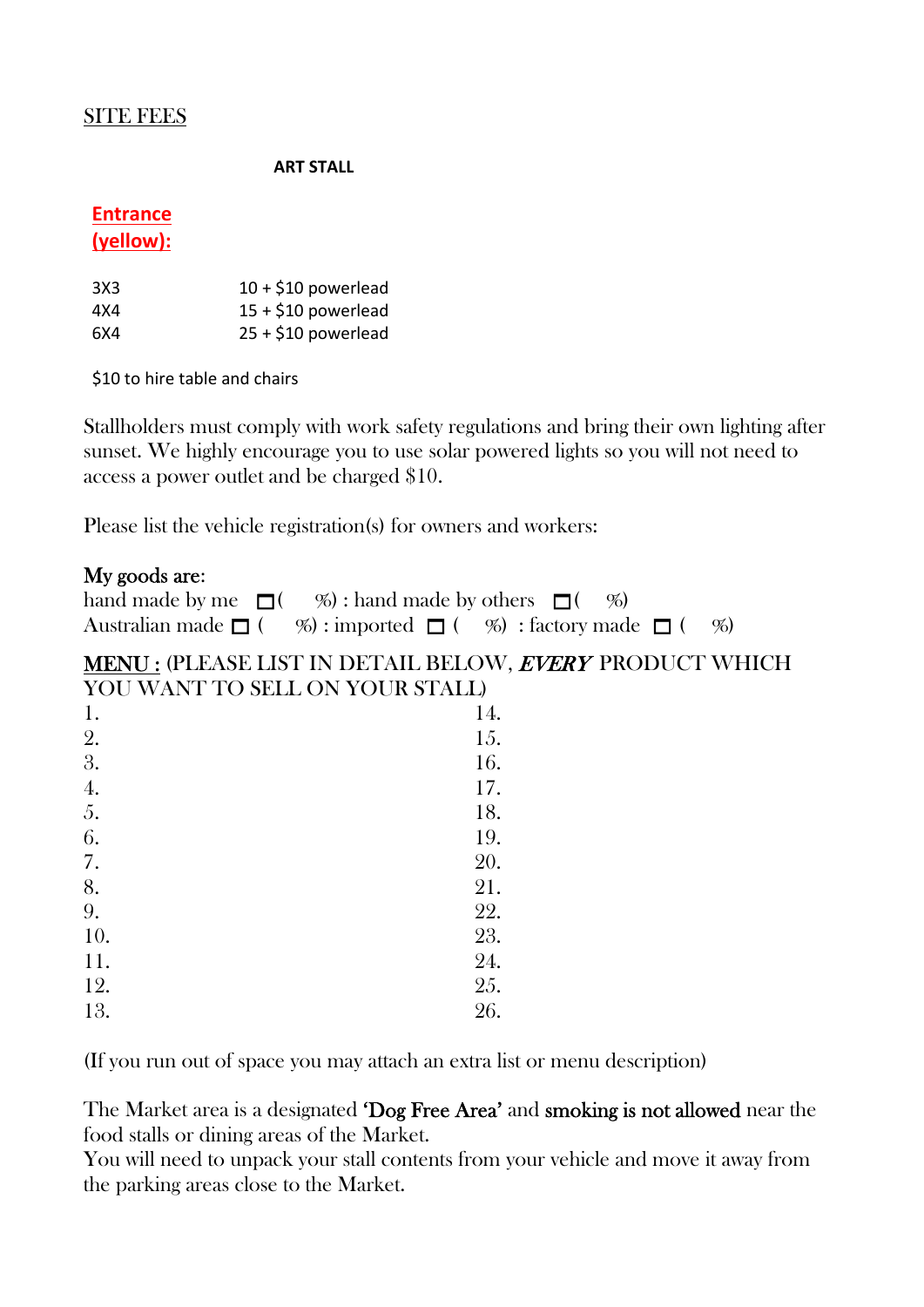<u>SITE FEES</u>

**ART STALL**

**<u>Entrance (yellow):</u>**

| | |
|---|---|
| 3X3 | 10 + $10 powerlead |
| 4X4 | 15 + $10 powerlead |
| 6X4 | 25 + $10 powerlead |

$10 to hire table and chairs

Stallholders must comply with work safety regulations and bring their own lighting after sunset. We highly encourage you to use solar powered lights so you will not need to access a power outlet and be charged $10.

Please list the vehicle registration(s) for owners and workers:

**My goods are:**
hand made by me ☐( %) : hand made by others ☐( %)
Australian made ☐ ( %) : imported ☐ ( %) : factory made ☐ ( %)

<u>MENU :</u> (PLEASE LIST IN DETAIL BELOW, ***EVERY*** PRODUCT WHICH YOU WANT TO SELL ON YOUR STALL)

| | |
|---|---|
| 1. | 14. |
| 2. | 15. |
| 3. | 16. |
| 4. | 17. |
| 5. | 18. |
| 6. | 19. |
| 7. | 20. |
| 8. | 21. |
| 9. | 22. |
| 10. | 23. |
| 11. | 24. |
| 12. | 25. |
| 13. | 26. |

(If you run out of space you may attach an extra list or menu description)

The Market area is a designated **'Dog Free Area'** and **smoking is not allowed** near the food stalls or dining areas of the Market.
You will need to unpack your stall contents from your vehicle and move it away from the parking areas close to the Market.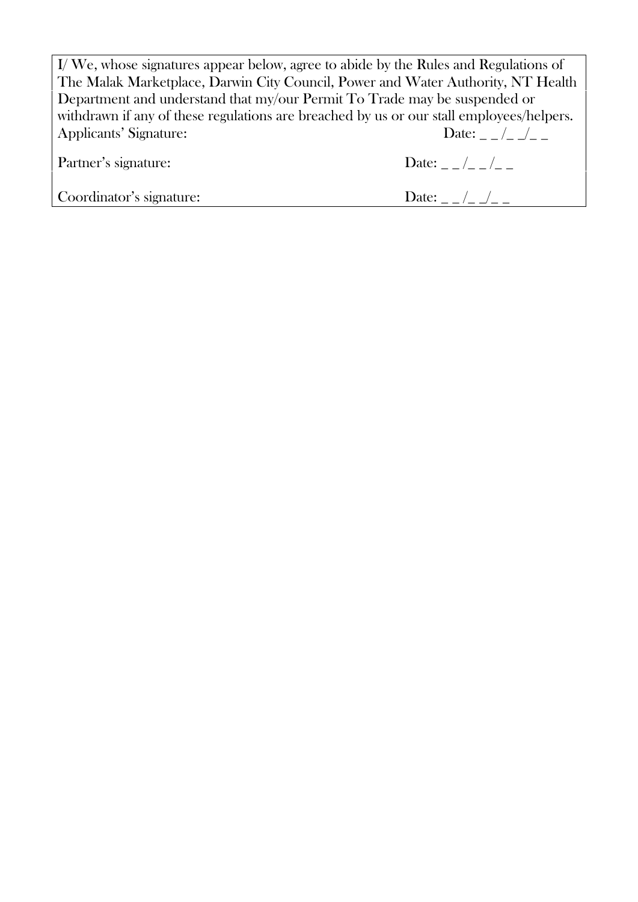I/ We, whose signatures appear below, agree to abide by the Rules and Regulations of The Malak Marketplace, Darwin City Council, Power and Water Authority, NT Health Department and understand that my/our Permit To Trade may be suspended or withdrawn if any of these regulations are breached by us or our stall employees/helpers.

Applicants' Signature: Date: _ _ /_ _/_ _

Partner's signature: Date: _ _ /_ _ /_ _

Coordinator's signature: Date: _ _ /_ _/_ _